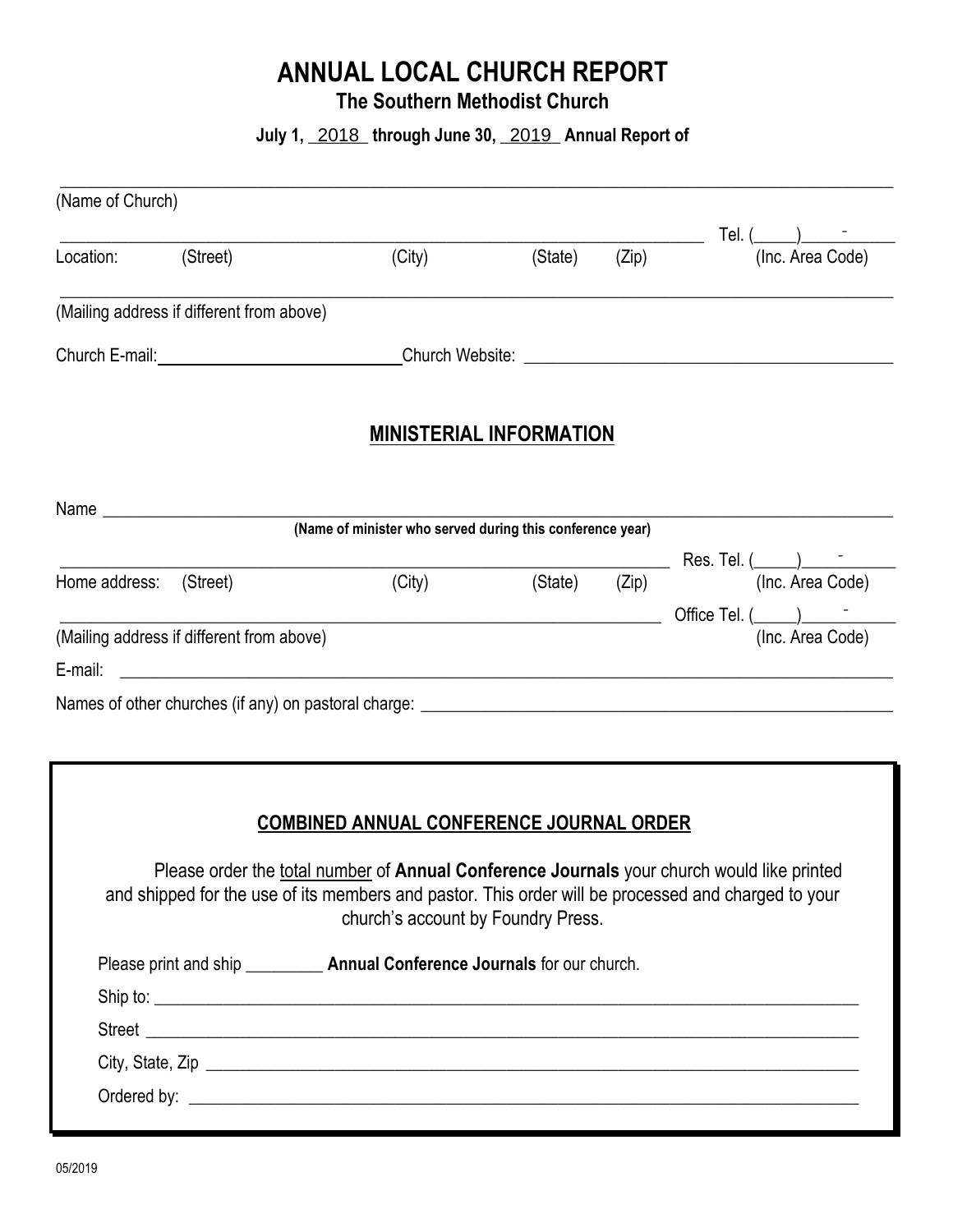# ANNUAL LOCAL CHURCH REPORT

## The Southern Methodist Church

**July 1, \_2018\_ through June 30, \_2019\_ Annual Report of**

\_\_\_\_\_\_\_\_\_\_\_\_\_\_\_\_\_\_\_\_\_\_\_\_\_\_\_\_\_\_\_\_\_\_\_\_\_\_\_\_\_\_\_\_\_\_\_\_\_\_\_\_\_\_\_\_\_\_\_\_\_\_\_\_\_\_\_\_\_\_\_\_\_\_

(Name of Church)

\_\_\_\_\_\_\_\_\_\_\_\_\_\_\_\_\_\_\_\_\_\_\_\_\_\_\_\_\_\_\_\_\_\_\_\_\_\_\_\_\_\_\_\_\_\_\_\_\_\_\_\_\_\_\_\_\_\_ Tel. (\_\_\_\_\_)\_\_\_\_\_-\_\_\_\_\_\_

Location: (Street) (City) (State) (Zip) (Inc. Area Code)

\_\_\_\_\_\_\_\_\_\_\_\_\_\_\_\_\_\_\_\_\_\_\_\_\_\_\_\_\_\_\_\_\_\_\_\_\_\_\_\_\_\_\_\_\_\_\_\_\_\_\_\_\_\_\_\_\_\_\_\_\_\_\_\_\_\_\_\_\_\_\_\_\_\_

(Mailing address if different from above)

Church E-mail: \_\_\_\_\_\_\_\_\_\_\_\_\_\_\_\_\_\_\_\_\_\_\_\_\_\_ Church Website: \_\_\_\_\_\_\_\_\_\_\_\_\_\_\_\_\_\_\_\_\_\_\_\_\_\_\_\_\_\_\_\_\_\_\_\_\_\_\_\_\_\_

## MINISTERIAL INFORMATION

Name \_\_\_\_\_\_\_\_\_\_\_\_\_\_\_\_\_\_\_\_\_\_\_\_\_\_\_\_\_\_\_\_\_\_\_\_\_\_\_\_\_\_\_\_\_\_\_\_\_\_\_\_\_\_\_\_\_\_\_\_\_\_\_\_\_\_\_\_\_\_\_\_

**(Name of minister who served during this conference year)**

\_\_\_\_\_\_\_\_\_\_\_\_\_\_\_\_\_\_\_\_\_\_\_\_\_\_\_\_\_\_\_\_\_\_\_\_\_\_\_\_\_\_\_\_\_\_\_\_\_\_\_\_\_\_\_\_ Res. Tel. (\_\_\_\_\_)\_\_\_\_\_-\_\_\_\_\_\_

Home address: (Street) (City) (State) (Zip) (Inc. Area Code)

\_\_\_\_\_\_\_\_\_\_\_\_\_\_\_\_\_\_\_\_\_\_\_\_\_\_\_\_\_\_\_\_\_\_\_\_\_\_\_\_\_\_\_\_\_\_\_\_\_\_\_\_\_\_\_\_ Office Tel. (\_\_\_\_\_)\_\_\_\_\_-\_\_\_\_\_\_

(Mailing address if different from above) (Inc. Area Code)

E-mail: \_\_\_\_\_\_\_\_\_\_\_\_\_\_\_\_\_\_\_\_\_\_\_\_\_\_\_\_\_\_\_\_\_\_\_\_\_\_\_\_\_\_\_\_\_\_\_\_\_\_\_\_\_\_\_\_\_\_\_\_\_\_\_\_\_\_\_\_\_\_\_\_

Names of other churches (if any) on pastoral charge: \_\_\_\_\_\_\_\_\_\_\_\_\_\_\_\_\_\_\_\_\_\_\_\_\_\_\_\_\_\_\_\_\_\_\_\_\_\_\_\_\_\_\_\_\_\_\_\_

## COMBINED ANNUAL CONFERENCE JOURNAL ORDER

Please order the total number of **Annual Conference Journals** your church would like printed and shipped for the use of its members and pastor. This order will be processed and charged to your church's account by Foundry Press.

Please print and ship \_\_\_\_\_\_\_\_\_ **Annual Conference Journals** for our church.

Ship to: \_\_\_\_\_\_\_\_\_\_\_\_\_\_\_\_\_\_\_\_\_\_\_\_\_\_\_\_\_\_\_\_\_\_\_\_\_\_\_\_\_\_\_\_\_\_\_\_\_\_\_\_\_\_\_\_\_\_\_\_\_\_\_\_\_\_\_\_\_\_

Street \_\_\_\_\_\_\_\_\_\_\_\_\_\_\_\_\_\_\_\_\_\_\_\_\_\_\_\_\_\_\_\_\_\_\_\_\_\_\_\_\_\_\_\_\_\_\_\_\_\_\_\_\_\_\_\_\_\_\_\_\_\_\_\_\_\_\_\_\_\_\_

City, State, Zip \_\_\_\_\_\_\_\_\_\_\_\_\_\_\_\_\_\_\_\_\_\_\_\_\_\_\_\_\_\_\_\_\_\_\_\_\_\_\_\_\_\_\_\_\_\_\_\_\_\_\_\_\_\_\_\_\_\_\_\_\_\_\_\_

Ordered by: \_\_\_\_\_\_\_\_\_\_\_\_\_\_\_\_\_\_\_\_\_\_\_\_\_\_\_\_\_\_\_\_\_\_\_\_\_\_\_\_\_\_\_\_\_\_\_\_\_\_\_\_\_\_\_\_\_\_\_\_\_\_\_\_\_\_

05/2019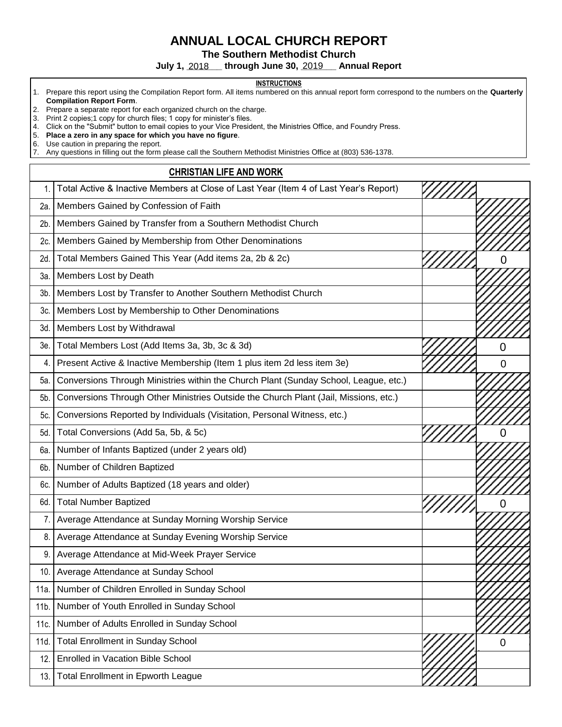# ANNUAL LOCAL CHURCH REPORT

**The Southern Methodist Church**

**July 1, 2018 through June 30, 2019 Annual Report**

**INSTRUCTIONS**

1. Prepare this report using the Compilation Report form. All items numbered on this annual report form correspond to the numbers on the **Quarterly Compilation Report Form**.
2. Prepare a separate report for each organized church on the charge.
3. Print 2 copies;1 copy for church files; 1 copy for minister's files.
4. Click on the "Submit" button to email copies to your Vice President, the Ministries Office, and Foundry Press.
5. **Place a zero in any space for which you have no figure**.
6. Use caution in preparing the report.
7. Any questions in filling out the form please call the Southern Methodist Ministries Office at (803) 536-1378.

## CHRISTIAN LIFE AND WORK

| | | | |
|---|---|---|---|
| 1. | Total Active & Inactive Members at Close of Last Year (Item 4 of Last Year's Report) | | |
| 2a. | Members Gained by Confession of Faith | | |
| 2b. | Members Gained by Transfer from a Southern Methodist Church | | |
| 2c. | Members Gained by Membership from Other Denominations | | |
| 2d. | Total Members Gained This Year (Add items 2a, 2b & 2c) | | 0 |
| 3a. | Members Lost by Death | | |
| 3b. | Members Lost by Transfer to Another Southern Methodist Church | | |
| 3c. | Members Lost by Membership to Other Denominations | | |
| 3d. | Members Lost by Withdrawal | | |
| 3e. | Total Members Lost (Add Items 3a, 3b, 3c & 3d) | | 0 |
| 4. | Present Active & Inactive Membership (Item 1 plus item 2d less item 3e) | | 0 |
| 5a. | Conversions Through Ministries within the Church Plant (Sunday School, League, etc.) | | |
| 5b. | Conversions Through Other Ministries Outside the Church Plant (Jail, Missions, etc.) | | |
| 5c. | Conversions Reported by Individuals (Visitation, Personal Witness, etc.) | | |
| 5d. | Total Conversions (Add 5a, 5b, & 5c) | | 0 |
| 6a. | Number of Infants Baptized (under 2 years old) | | |
| 6b. | Number of Children Baptized | | |
| 6c. | Number of Adults Baptized (18 years and older) | | |
| 6d. | Total Number Baptized | | 0 |
| 7. | Average Attendance at Sunday Morning Worship Service | | |
| 8. | Average Attendance at Sunday Evening Worship Service | | |
| 9. | Average Attendance at Mid-Week Prayer Service | | |
| 10. | Average Attendance at Sunday School | | |
| 11a. | Number of Children Enrolled in Sunday School | | |
| 11b. | Number of Youth Enrolled in Sunday School | | |
| 11c. | Number of Adults Enrolled in Sunday School | | |
| 11d. | Total Enrollment in Sunday School | | 0 |
| 12. | Enrolled in Vacation Bible School | | |
| 13. | Total Enrollment in Epworth League | | |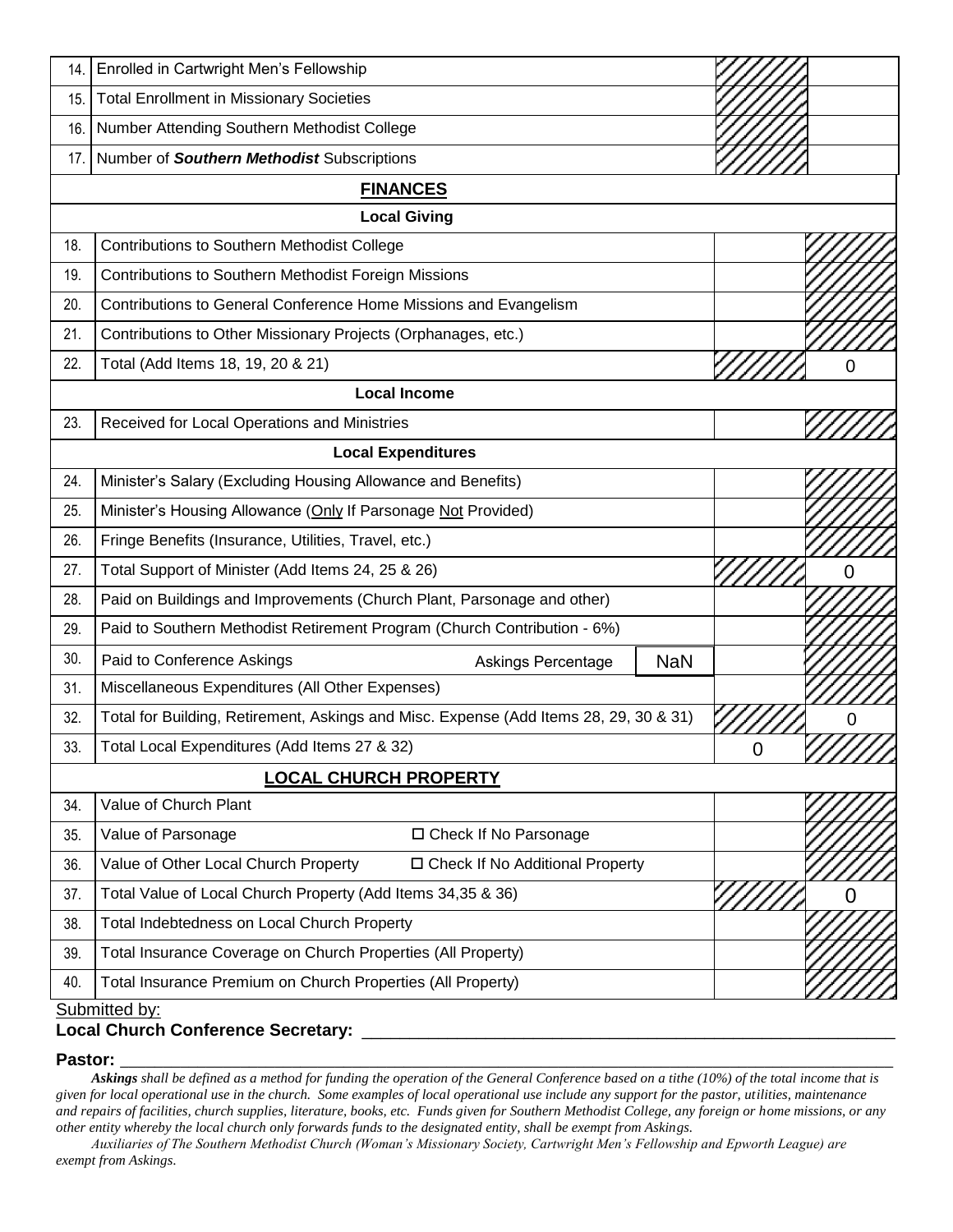| | | | |
|---|---|---|---|
| 14. | Enrolled in Cartwright Men's Fellowship | | |
| 15. | Total Enrollment in Missionary Societies | | |
| 16. | Number Attending Southern Methodist College | | |
| 17. | Number of ***Southern Methodist*** Subscriptions | | |

## FINANCES

### Local Giving

| | | | |
|---|---|---|---|
| 18. | Contributions to Southern Methodist College | | |
| 19. | Contributions to Southern Methodist Foreign Missions | | |
| 20. | Contributions to General Conference Home Missions and Evangelism | | |
| 21. | Contributions to Other Missionary Projects (Orphanages, etc.) | | |
| 22. | Total (Add Items 18, 19, 20 & 21) | | 0 |

### Local Income

| | | | |
|---|---|---|---|
| 23. | Received for Local Operations and Ministries | | |

### Local Expenditures

| | | | |
|---|---|---|---|
| 24. | Minister's Salary (Excluding Housing Allowance and Benefits) | | |
| 25. | Minister's Housing Allowance (Only If Parsonage Not Provided) | | |
| 26. | Fringe Benefits (Insurance, Utilities, Travel, etc.) | | |
| 27. | Total Support of Minister (Add Items 24, 25 & 26) | | 0 |
| 28. | Paid on Buildings and Improvements (Church Plant, Parsonage and other) | | |
| 29. | Paid to Southern Methodist Retirement Program (Church Contribution - 6%) | | |
| 30. | Paid to Conference Askings — Askings Percentage: NaN | | |
| 31. | Miscellaneous Expenditures (All Other Expenses) | | |
| 32. | Total for Building, Retirement, Askings and Misc. Expense (Add Items 28, 29, 30 & 31) | | 0 |
| 33. | Total Local Expenditures (Add Items 27 & 32) | 0 | |

## LOCAL CHURCH PROPERTY

| | | | |
|---|---|---|---|
| 34. | Value of Church Plant | | |
| 35. | Value of Parsonage — ☐ Check If No Parsonage | | |
| 36. | Value of Other Local Church Property — ☐ Check If No Additional Property | | |
| 37. | Total Value of Local Church Property (Add Items 34,35 & 36) | | 0 |
| 38. | Total Indebtedness on Local Church Property | | |
| 39. | Total Insurance Coverage on Church Properties (All Property) | | |
| 40. | Total Insurance Premium on Church Properties (All Property) | | |

Submitted by:

**Local Church Conference Secretary:** ___________________________________________

**Pastor:** ___________________________________________

*Askings shall be defined as a method for funding the operation of the General Conference based on a tithe (10%) of the total income that is given for local operational use in the church. Some examples of local operational use include any support for the pastor, utilities, maintenance and repairs of facilities, church supplies, literature, books, etc. Funds given for Southern Methodist College, any foreign or home missions, or any other entity whereby the local church only forwards funds to the designated entity, shall be exempt from Askings.*

*Auxiliaries of The Southern Methodist Church (Woman's Missionary Society, Cartwright Men's Fellowship and Epworth League) are exempt from Askings.*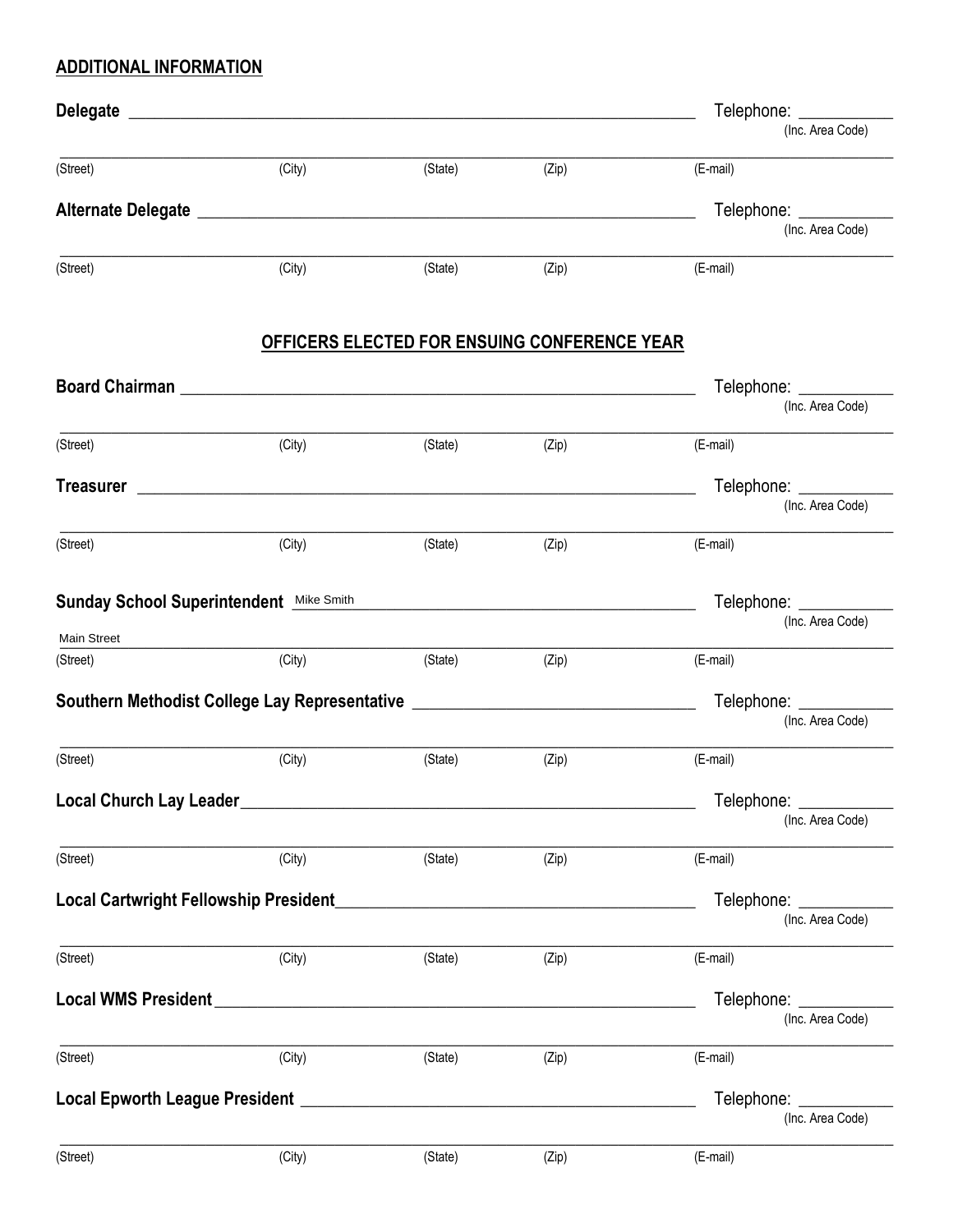## ADDITIONAL INFORMATION

**Delegate** ______________________________________________ Telephone: ___________
(Inc. Area Code)

______________________________________________________________________________
(Street) (City) (State) (Zip) (E-mail)

**Alternate Delegate** ______________________________________________ Telephone: ___________
(Inc. Area Code)

______________________________________________________________________________
(Street) (City) (State) (Zip) (E-mail)

## OFFICERS ELECTED FOR ENSUING CONFERENCE YEAR

**Board Chairman** ______________________________________________ Telephone: ___________
(Inc. Area Code)

______________________________________________________________________________
(Street) (City) (State) (Zip) (E-mail)

**Treasurer** ______________________________________________ Telephone: ___________
(Inc. Area Code)

______________________________________________________________________________
(Street) (City) (State) (Zip) (E-mail)

**Sunday School Superintendent** Mike Smith Telephone: ___________
(Inc. Area Code)

Main Street
(Street) (City) (State) (Zip) (E-mail)

**Southern Methodist College Lay Representative** ______________________________ Telephone: ___________
(Inc. Area Code)

______________________________________________________________________________
(Street) (City) (State) (Zip) (E-mail)

**Local Church Lay Leader** ______________________________________________ Telephone: ___________
(Inc. Area Code)

______________________________________________________________________________
(Street) (City) (State) (Zip) (E-mail)

**Local Cartwright Fellowship President** ______________________________________ Telephone: ___________
(Inc. Area Code)

______________________________________________________________________________
(Street) (City) (State) (Zip) (E-mail)

**Local WMS President** ______________________________________________ Telephone: ___________
(Inc. Area Code)

______________________________________________________________________________
(Street) (City) (State) (Zip) (E-mail)

**Local Epworth League President** ______________________________________ Telephone: ___________
(Inc. Area Code)

______________________________________________________________________________
(Street) (City) (State) (Zip) (E-mail)